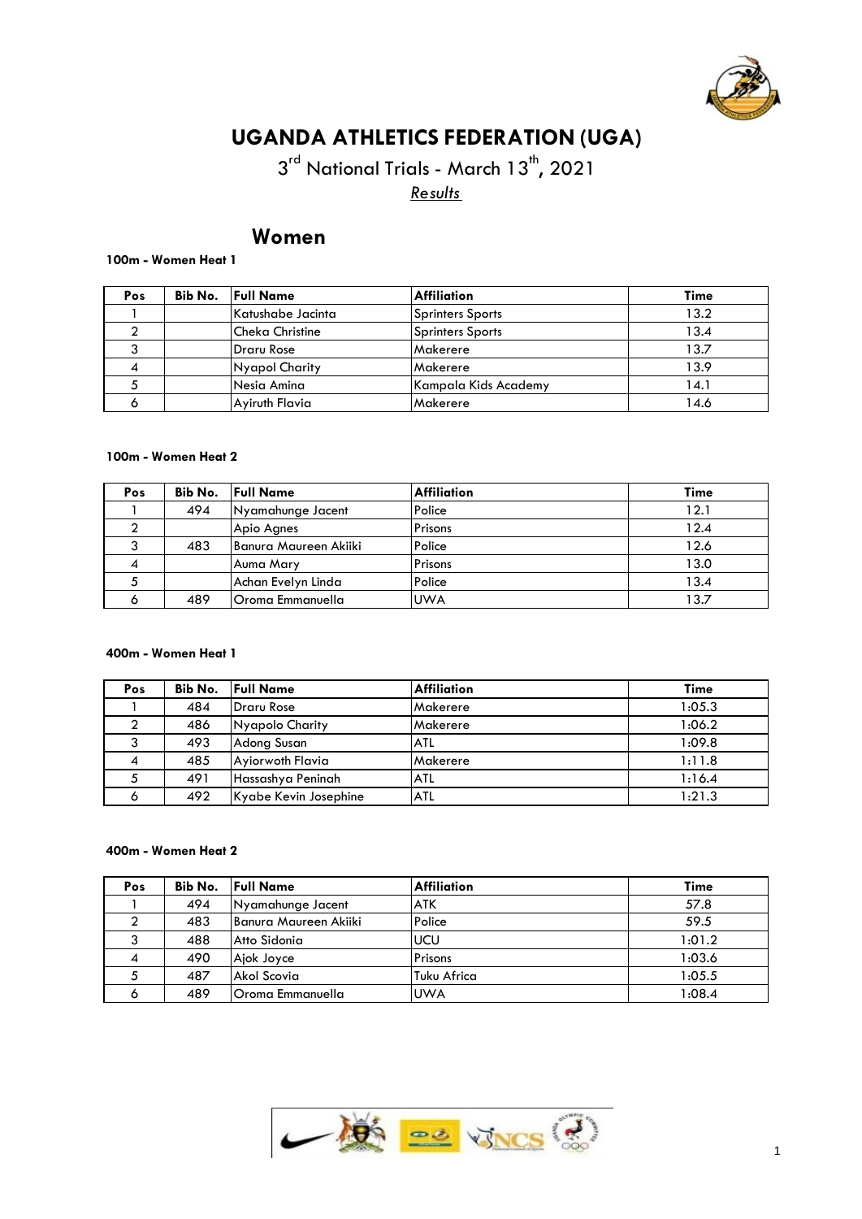# UGANDA ATHLETICS FEDERATION (UGA)

3rd National Trials - March 13th, 2021

*Results*

## Women

**100m - Women Heat 1**

| Pos | Bib No. | Full Name | Affiliation | Time |
|---|---|---|---|---|
| 1 | | Katushabe Jacinta | Sprinters Sports | 13.2 |
| 2 | | Cheka Christine | Sprinters Sports | 13.4 |
| 3 | | Draru Rose | Makerere | 13.7 |
| 4 | | Nyapol Charity | Makerere | 13.9 |
| 5 | | Nesia Amina | Kampala Kids Academy | 14.1 |
| 6 | | Ayiruth Flavia | Makerere | 14.6 |

**100m - Women Heat 2**

| Pos | Bib No. | Full Name | Affiliation | Time |
|---|---|---|---|---|
| 1 | 494 | Nyamahunge Jacent | Police | 12.1 |
| 2 | | Apio Agnes | Prisons | 12.4 |
| 3 | 483 | Banura Maureen Akiiki | Police | 12.6 |
| 4 | | Auma Mary | Prisons | 13.0 |
| 5 | | Achan Evelyn Linda | Police | 13.4 |
| 6 | 489 | Oroma Emmanuella | UWA | 13.7 |

**400m - Women Heat 1**

| Pos | Bib No. | Full Name | Affiliation | Time |
|---|---|---|---|---|
| 1 | 484 | Draru Rose | Makerere | 1:05.3 |
| 2 | 486 | Nyapolo Charity | Makerere | 1:06.2 |
| 3 | 493 | Adong Susan | ATL | 1:09.8 |
| 4 | 485 | Ayiorwoth Flavia | Makerere | 1:11.8 |
| 5 | 491 | Hassashya Peninah | ATL | 1:16.4 |
| 6 | 492 | Kyabe Kevin Josephine | ATL | 1:21.3 |

**400m - Women Heat 2**

| Pos | Bib No. | Full Name | Affiliation | Time |
|---|---|---|---|---|
| 1 | 494 | Nyamahunge Jacent | ATK | 57.8 |
| 2 | 483 | Banura Maureen Akiiki | Police | 59.5 |
| 3 | 488 | Atto Sidonia | UCU | 1:01.2 |
| 4 | 490 | Ajok Joyce | Prisons | 1:03.6 |
| 5 | 487 | Akol Scovia | Tuku Africa | 1:05.5 |
| 6 | 489 | Oroma Emmanuella | UWA | 1:08.4 |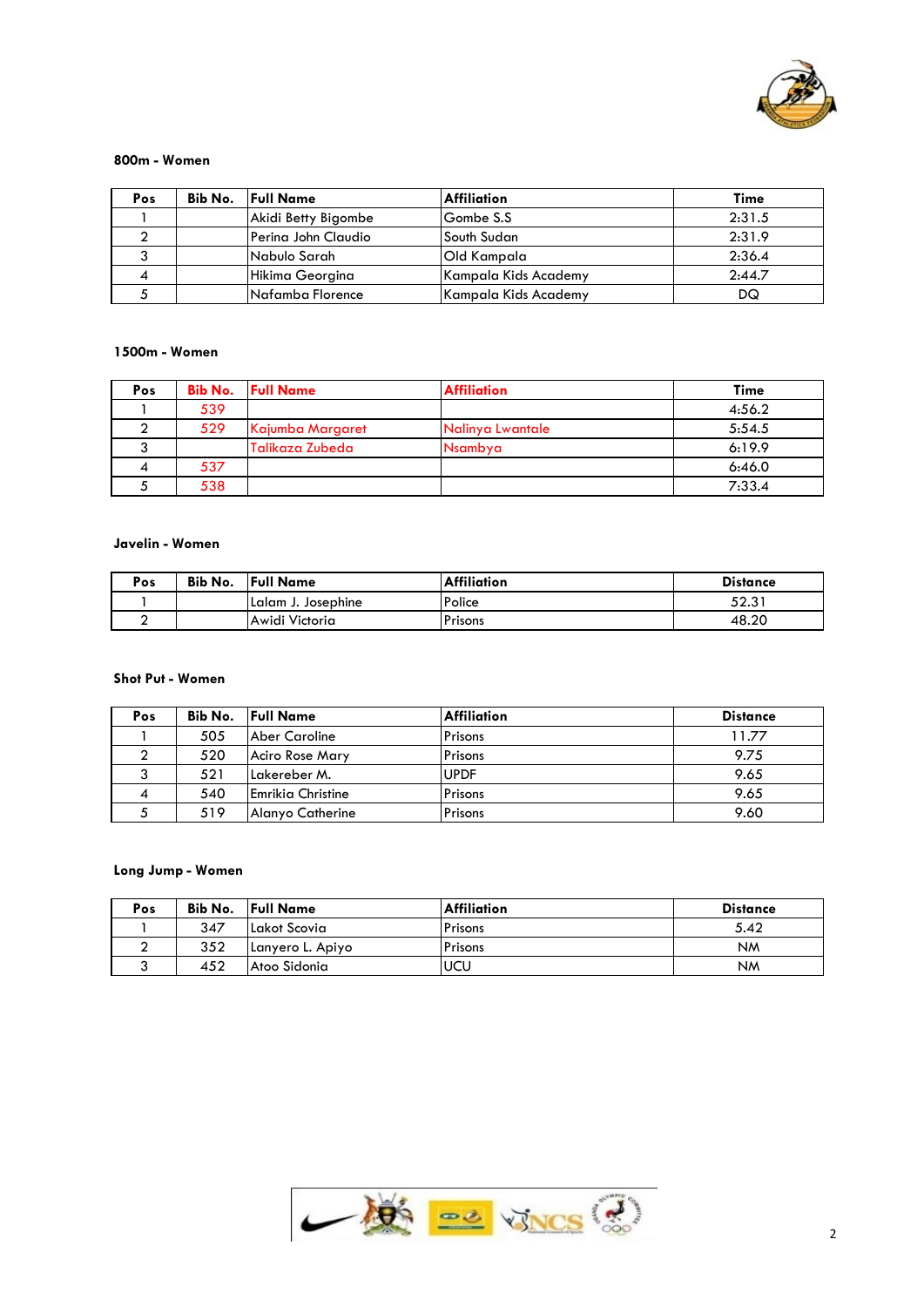**800m - Women**

| Pos | Bib No. | Full Name | Affiliation | Time |
|---|---|---|---|---|
| 1 | | Akidi Betty Bigombe | Gombe S.S | 2:31.5 |
| 2 | | Perina John Claudio | South Sudan | 2:31.9 |
| 3 | | Nabulo Sarah | Old Kampala | 2:36.4 |
| 4 | | Hikima Georgina | Kampala Kids Academy | 2:44.7 |
| 5 | | Nafamba Florence | Kampala Kids Academy | DQ |

**1500m - Women**

| Pos | Bib No. | Full Name | Affiliation | Time |
|---|---|---|---|---|
| 1 | 539 | | | 4:56.2 |
| 2 | 529 | Kajumba Margaret | Nalinya Lwantale | 5:54.5 |
| 3 | | Talikaza Zubeda | Nsambya | 6:19.9 |
| 4 | 537 | | | 6:46.0 |
| 5 | 538 | | | 7:33.4 |

**Javelin - Women**

| Pos | Bib No. | Full Name | Affiliation | Distance |
|---|---|---|---|---|
| 1 | | Lalam J. Josephine | Police | 52.31 |
| 2 | | Awidi Victoria | Prisons | 48.20 |

**Shot Put - Women**

| Pos | Bib No. | Full Name | Affiliation | Distance |
|---|---|---|---|---|
| 1 | 505 | Aber Caroline | Prisons | 11.77 |
| 2 | 520 | Aciro Rose Mary | Prisons | 9.75 |
| 3 | 521 | Lakereber M. | UPDF | 9.65 |
| 4 | 540 | Emrikia Christine | Prisons | 9.65 |
| 5 | 519 | Alanyo Catherine | Prisons | 9.60 |

**Long Jump - Women**

| Pos | Bib No. | Full Name | Affiliation | Distance |
|---|---|---|---|---|
| 1 | 347 | Lakot Scovia | Prisons | 5.42 |
| 2 | 352 | Lanyero L. Apiyo | Prisons | NM |
| 3 | 452 | Atoo Sidonia | UCU | NM |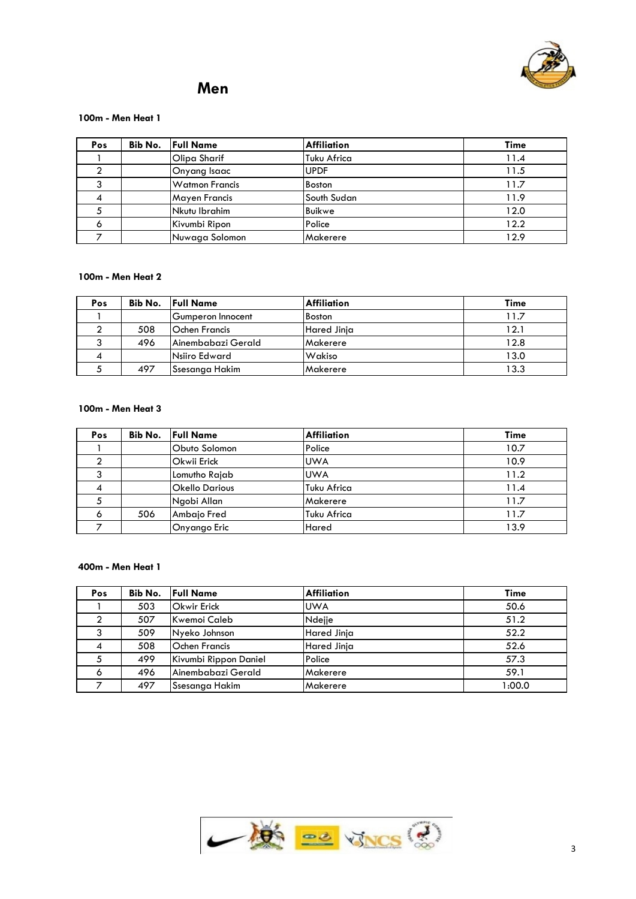# Men

**100m - Men Heat 1**

| Pos | Bib No. | Full Name | Affiliation | Time |
|---|---|---|---|---|
| 1 | | Olipa Sharif | Tuku Africa | 11.4 |
| 2 | | Onyang Isaac | UPDF | 11.5 |
| 3 | | Watmon Francis | Boston | 11.7 |
| 4 | | Mayen Francis | South Sudan | 11.9 |
| 5 | | Nkutu Ibrahim | Buikwe | 12.0 |
| 6 | | Kivumbi Ripon | Police | 12.2 |
| 7 | | Nuwaga Solomon | Makerere | 12.9 |

**100m - Men Heat 2**

| Pos | Bib No. | Full Name | Affiliation | Time |
|---|---|---|---|---|
| 1 | | Gumperon Innocent | Boston | 11.7 |
| 2 | 508 | Ochen Francis | Hared Jinja | 12.1 |
| 3 | 496 | Ainembabazi Gerald | Makerere | 12.8 |
| 4 | | Nsiiro Edward | Wakiso | 13.0 |
| 5 | 497 | Ssesanga Hakim | Makerere | 13.3 |

**100m - Men Heat 3**

| Pos | Bib No. | Full Name | Affiliation | Time |
|---|---|---|---|---|
| 1 | | Obuto Solomon | Police | 10.7 |
| 2 | | Okwii Erick | UWA | 10.9 |
| 3 | | Lomutho Rajab | UWA | 11.2 |
| 4 | | Okello Darious | Tuku Africa | 11.4 |
| 5 | | Ngobi Allan | Makerere | 11.7 |
| 6 | 506 | Ambajo Fred | Tuku Africa | 11.7 |
| 7 | | Onyango Eric | Hared | 13.9 |

**400m - Men Heat 1**

| Pos | Bib No. | Full Name | Affiliation | Time |
|---|---|---|---|---|
| 1 | 503 | Okwir Erick | UWA | 50.6 |
| 2 | 507 | Kwemoi Caleb | Ndejje | 51.2 |
| 3 | 509 | Nyeko Johnson | Hared Jinja | 52.2 |
| 4 | 508 | Ochen Francis | Hared Jinja | 52.6 |
| 5 | 499 | Kivumbi Rippon Daniel | Police | 57.3 |
| 6 | 496 | Ainembabazi Gerald | Makerere | 59.1 |
| 7 | 497 | Ssesanga Hakim | Makerere | 1:00.0 |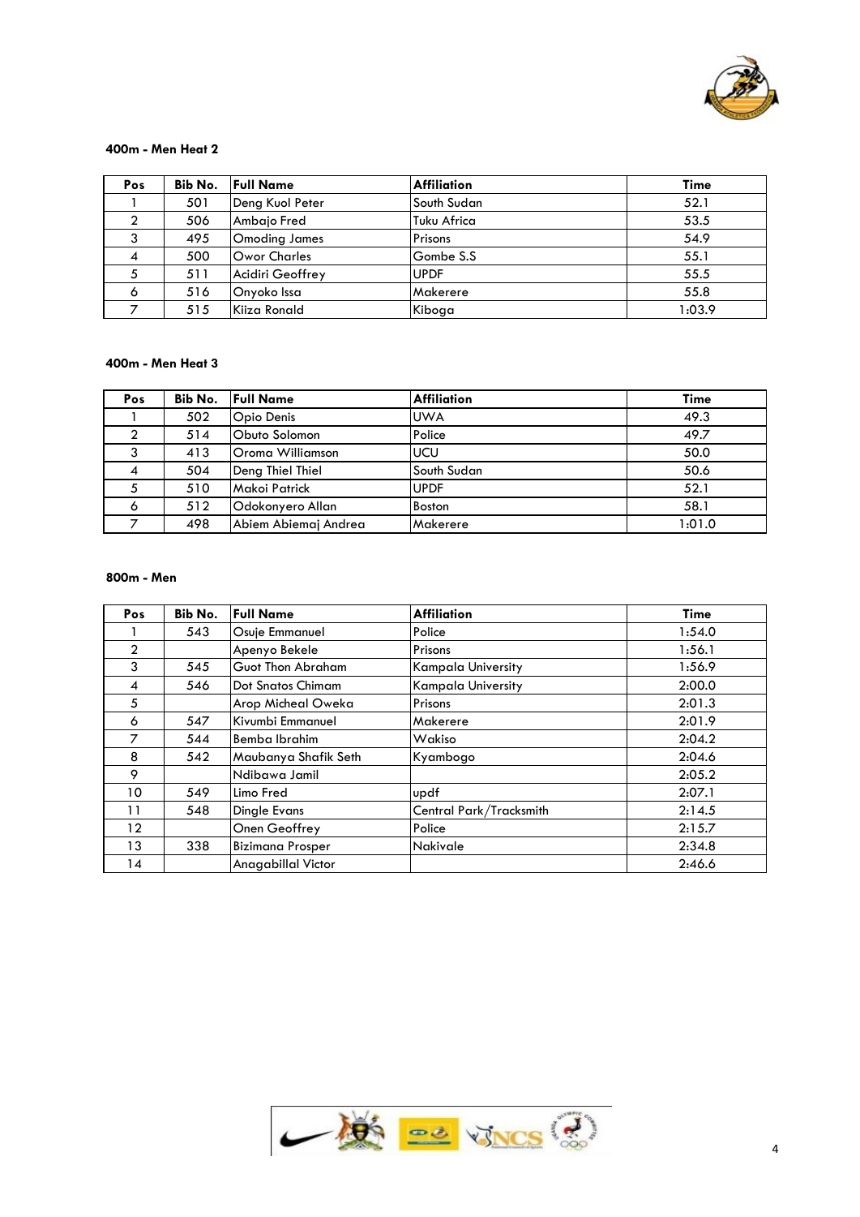#### 400m - Men Heat 2

| Pos | Bib No. | Full Name | Affiliation | Time |
|---|---|---|---|---|
| 1 | 501 | Deng Kuol Peter | South Sudan | 52.1 |
| 2 | 506 | Ambajo Fred | Tuku Africa | 53.5 |
| 3 | 495 | Omoding James | Prisons | 54.9 |
| 4 | 500 | Owor Charles | Gombe S.S | 55.1 |
| 5 | 511 | Acidiri Geoffrey | UPDF | 55.5 |
| 6 | 516 | Onyoko Issa | Makerere | 55.8 |
| 7 | 515 | Kiiza Ronald | Kiboga | 1:03.9 |

#### 400m - Men Heat 3

| Pos | Bib No. | Full Name | Affiliation | Time |
|---|---|---|---|---|
| 1 | 502 | Opio Denis | UWA | 49.3 |
| 2 | 514 | Obuto Solomon | Police | 49.7 |
| 3 | 413 | Oroma Williamson | UCU | 50.0 |
| 4 | 504 | Deng Thiel Thiel | South Sudan | 50.6 |
| 5 | 510 | Makoi Patrick | UPDF | 52.1 |
| 6 | 512 | Odokonyero Allan | Boston | 58.1 |
| 7 | 498 | Abiem Abiemaj Andrea | Makerere | 1:01.0 |

#### 800m - Men

| Pos | Bib No. | Full Name | Affiliation | Time |
|---|---|---|---|---|
| 1 | 543 | Osuje Emmanuel | Police | 1:54.0 |
| 2 | | Apenyo Bekele | Prisons | 1:56.1 |
| 3 | 545 | Guot Thon Abraham | Kampala University | 1:56.9 |
| 4 | 546 | Dot Snatos Chimam | Kampala University | 2:00.0 |
| 5 | | Arop Micheal Oweka | Prisons | 2:01.3 |
| 6 | 547 | Kivumbi Emmanuel | Makerere | 2:01.9 |
| 7 | 544 | Bemba Ibrahim | Wakiso | 2:04.2 |
| 8 | 542 | Maubanya Shafik Seth | Kyambogo | 2:04.6 |
| 9 | | Ndibawa Jamil | | 2:05.2 |
| 10 | 549 | Limo Fred | updf | 2:07.1 |
| 11 | 548 | Dingle Evans | Central Park/Tracksmith | 2:14.5 |
| 12 | | Onen Geoffrey | Police | 2:15.7 |
| 13 | 338 | Bizimana Prosper | Nakivale | 2:34.8 |
| 14 | | Anagabillal Victor | | 2:46.6 |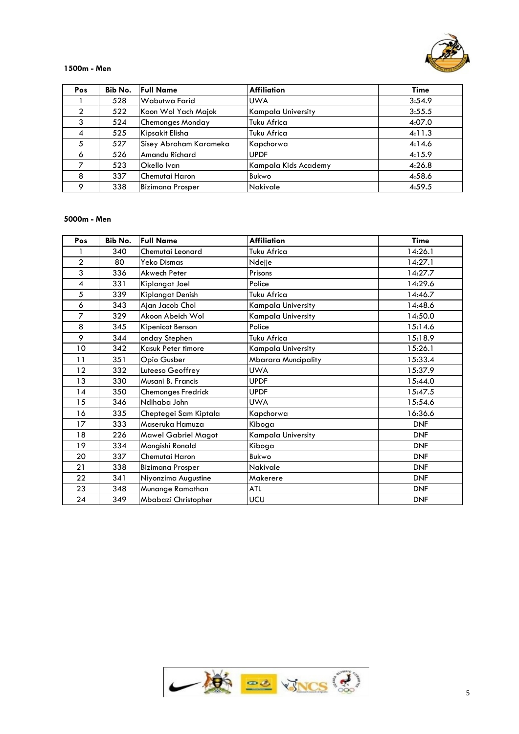### 1500m - Men

| Pos | Bib No. | Full Name | Affiliation | Time |
|---|---|---|---|---|
| 1 | 528 | Wabutwa Farid | UWA | 3:54.9 |
| 2 | 522 | Koon Wol Yach Majok | Kampala University | 3:55.5 |
| 3 | 524 | Chemonges Monday | Tuku Africa | 4:07.0 |
| 4 | 525 | Kipsakit Elisha | Tuku Africa | 4:11.3 |
| 5 | 527 | Sisey Abraham Karameka | Kapchorwa | 4:14.6 |
| 6 | 526 | Amandu Richard | UPDF | 4:15.9 |
| 7 | 523 | Okello Ivan | Kampala Kids Academy | 4:26.8 |
| 8 | 337 | Chemutai Haron | Bukwo | 4:58.6 |
| 9 | 338 | Bizimana Prosper | Nakivale | 4:59.5 |

### 5000m - Men

| Pos | Bib No. | Full Name | Affiliation | Time |
|---|---|---|---|---|
| 1 | 340 | Chemutai Leonard | Tuku Africa | 14:26.1 |
| 2 | 80 | Yeko Dismas | Ndejje | 14:27.1 |
| 3 | 336 | Akwech Peter | Prisons | 14:27.7 |
| 4 | 331 | Kiplangat Joel | Police | 14:29.6 |
| 5 | 339 | Kiplangat Denish | Tuku Africa | 14:46.7 |
| 6 | 343 | Ajan Jacob Chol | Kampala University | 14:48.6 |
| 7 | 329 | Akoon Abeich Wol | Kampala University | 14:50.0 |
| 8 | 345 | Kipenicot Benson | Police | 15:14.6 |
| 9 | 344 | onday Stephen | Tuku Africa | 15:18.9 |
| 10 | 342 | Kasuk Peter timore | Kampala University | 15:26.1 |
| 11 | 351 | Opio Gusber | Mbarara Muncipality | 15:33.4 |
| 12 | 332 | Luteeso Geoffrey | UWA | 15:37.9 |
| 13 | 330 | Musani B. Francis | UPDF | 15:44.0 |
| 14 | 350 | Chemonges Fredrick | UPDF | 15:47.5 |
| 15 | 346 | Ndihaba John | UWA | 15:54.6 |
| 16 | 335 | Cheptegei Sam Kiptala | Kapchorwa | 16:36.6 |
| 17 | 333 | Maseruka Hamuza | Kiboga | DNF |
| 18 | 226 | Mawel Gabriel Magot | Kampala University | DNF |
| 19 | 334 | Mongishi Ronald | Kiboga | DNF |
| 20 | 337 | Chemutai Haron | Bukwo | DNF |
| 21 | 338 | Bizimana Prosper | Nakivale | DNF |
| 22 | 341 | Niyonzima Augustine | Makerere | DNF |
| 23 | 348 | Munange Ramathan | ATL | DNF |
| 24 | 349 | Mbabazi Christopher | UCU | DNF |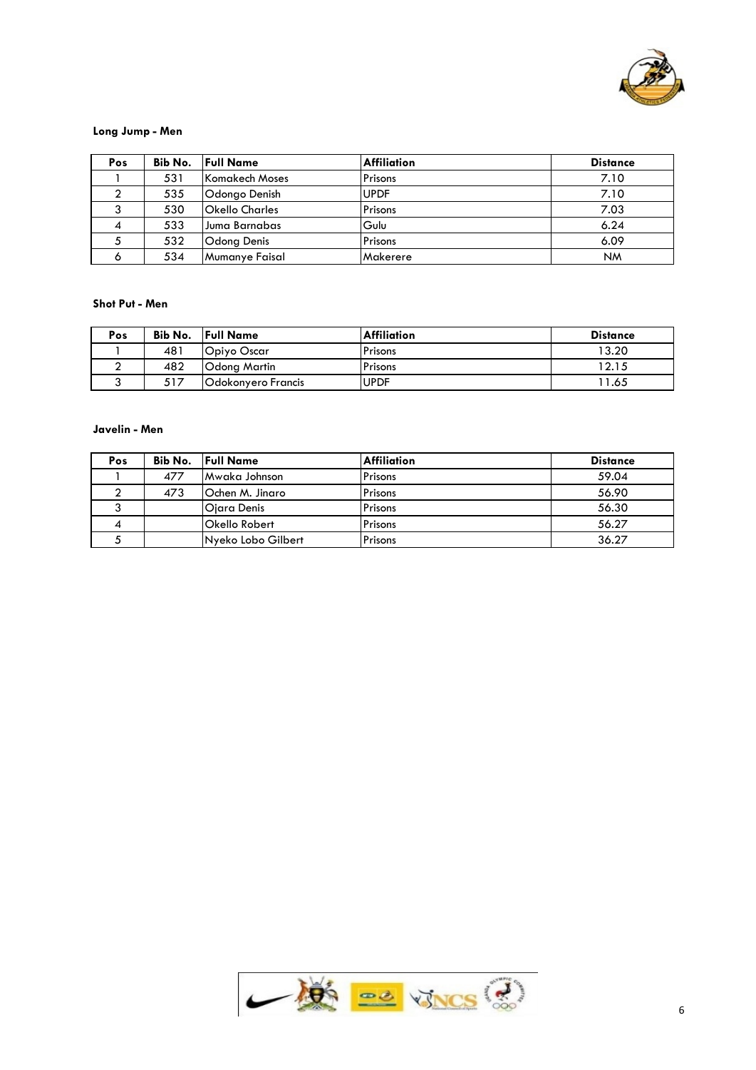**Long Jump - Men**

| Pos | Bib No. | Full Name | Affiliation | Distance |
|---|---|---|---|---|
| 1 | 531 | Komakech Moses | Prisons | 7.10 |
| 2 | 535 | Odongo Denish | UPDF | 7.10 |
| 3 | 530 | Okello Charles | Prisons | 7.03 |
| 4 | 533 | Juma Barnabas | Gulu | 6.24 |
| 5 | 532 | Odong Denis | Prisons | 6.09 |
| 6 | 534 | Mumanye Faisal | Makerere | NM |

**Shot Put - Men**

| Pos | Bib No. | Full Name | Affiliation | Distance |
|---|---|---|---|---|
| 1 | 481 | Opiyo Oscar | Prisons | 13.20 |
| 2 | 482 | Odong Martin | Prisons | 12.15 |
| 3 | 517 | Odokonyero Francis | UPDF | 11.65 |

**Javelin - Men**

| Pos | Bib No. | Full Name | Affiliation | Distance |
|---|---|---|---|---|
| 1 | 477 | Mwaka Johnson | Prisons | 59.04 |
| 2 | 473 | Ochen M. Jinaro | Prisons | 56.90 |
| 3 | | Ojara Denis | Prisons | 56.30 |
| 4 | | Okello Robert | Prisons | 56.27 |
| 5 | | Nyeko Lobo Gilbert | Prisons | 36.27 |